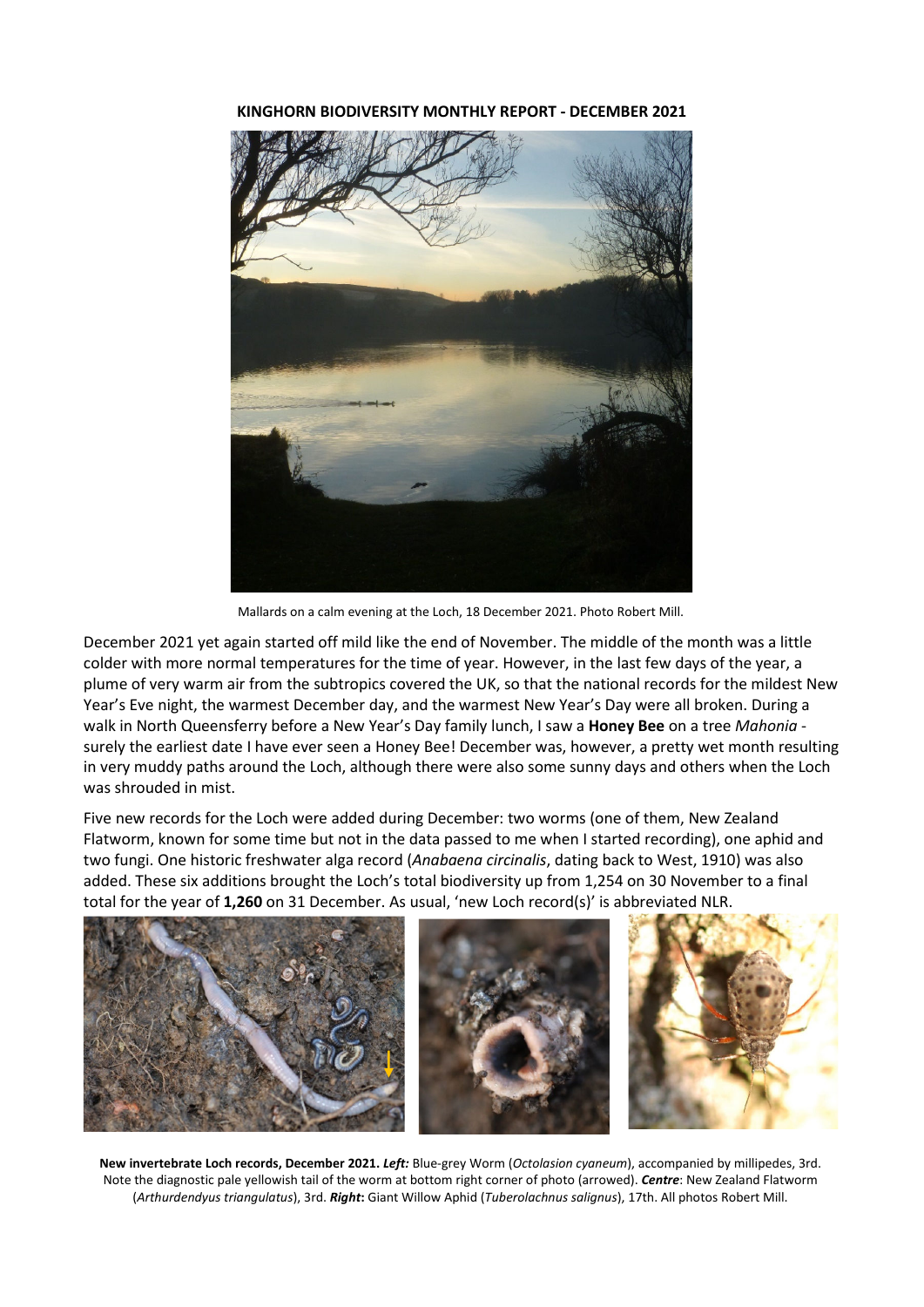# KINGHORN BIODIVERSITY MONTHLY REPORT - DECEMBER 2021

Mallards on a calm evening at the Loch, 18 December 2021. Photo Robert Mill.

December 2021 yet again started off mild like the end of November. The middle of the month was a little colder with more normal temperatures for the time of year. However, in the last few days of the year, a plume of very warm air from the subtropics covered the UK, so that the national records for the mildest New Year's Eve night, the warmest December day, and the warmest New Year's Day were all broken. During a walk in North Queensferry before a New Year's Day family lunch, I saw a **Honey Bee** on a tree *Mahonia* - surely the earliest date I have ever seen a Honey Bee! December was, however, a pretty wet month resulting in very muddy paths around the Loch, although there were also some sunny days and others when the Loch was shrouded in mist.

Five new records for the Loch were added during December: two worms (one of them, New Zealand Flatworm, known for some time but not in the data passed to me when I started recording), one aphid and two fungi. One historic freshwater alga record (*Anabaena circinalis*, dating back to West, 1910) was also added. These six additions brought the Loch's total biodiversity up from 1,254 on 30 November to a final total for the year of **1,260** on 31 December. As usual, 'new Loch record(s)' is abbreviated NLR.

**New invertebrate Loch records, December 2021.** ***Left:*** Blue-grey Worm (*Octolasion cyaneum*), accompanied by millipedes, 3rd. Note the diagnostic pale yellowish tail of the worm at bottom right corner of photo (arrowed). ***Centre***: New Zealand Flatworm (*Arthurdendyus triangulatus*), 3rd. ***Right*****:** Giant Willow Aphid (*Tuberolachnus salignus*), 17th. All photos Robert Mill.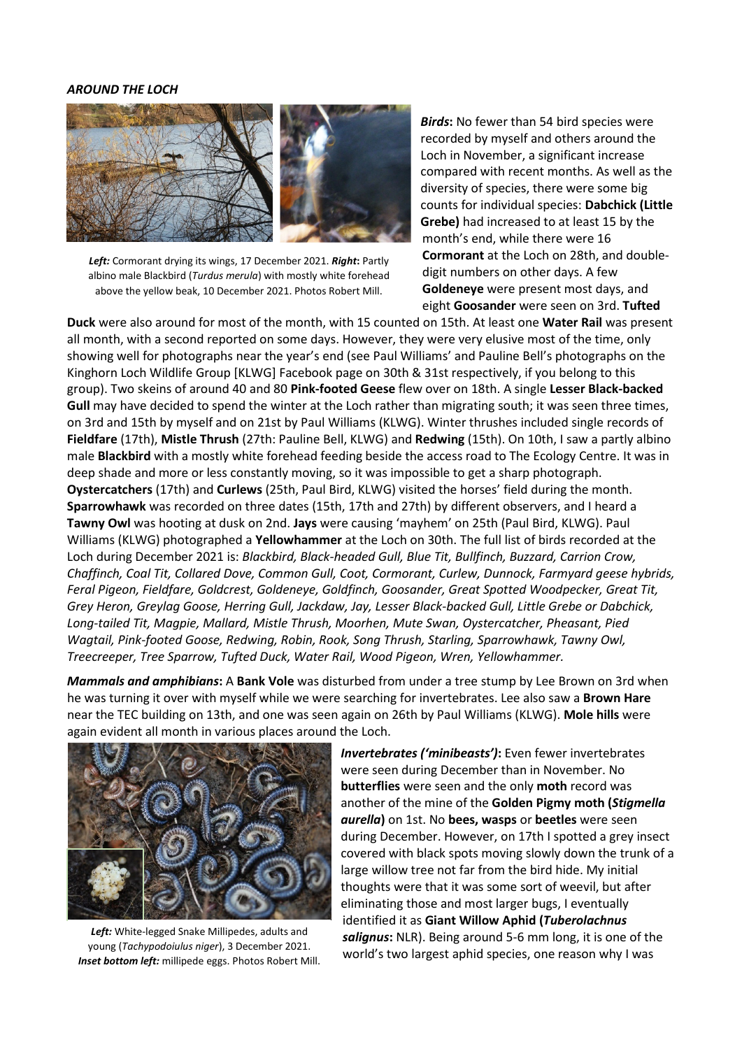***AROUND THE LOCH***

***Left:*** Cormorant drying its wings, 17 December 2021. ***Right*:** Partly albino male Blackbird (*Turdus merula*) with mostly white forehead above the yellow beak, 10 December 2021. Photos Robert Mill.

***Birds*:** No fewer than 54 bird species were recorded by myself and others around the Loch in November, a significant increase compared with recent months. As well as the diversity of species, there were some big counts for individual species: **Dabchick (Little Grebe)** had increased to at least 15 by the month's end, while there were 16 **Cormorant** at the Loch on 28th, and double-digit numbers on other days. A few **Goldeneye** were present most days, and eight **Goosander** were seen on 3rd. **Tufted Duck** were also around for most of the month, with 15 counted on 15th. At least one **Water Rail** was present all month, with a second reported on some days. However, they were very elusive most of the time, only showing well for photographs near the year's end (see Paul Williams' and Pauline Bell's photographs on the Kinghorn Loch Wildlife Group [KLWG] Facebook page on 30th & 31st respectively, if you belong to this group). Two skeins of around 40 and 80 **Pink-footed Geese** flew over on 18th. A single **Lesser Black-backed Gull** may have decided to spend the winter at the Loch rather than migrating south; it was seen three times, on 3rd and 15th by myself and on 21st by Paul Williams (KLWG). Winter thrushes included single records of **Fieldfare** (17th), **Mistle Thrush** (27th: Pauline Bell, KLWG) and **Redwing** (15th). On 10th, I saw a partly albino male **Blackbird** with a mostly white forehead feeding beside the access road to The Ecology Centre. It was in deep shade and more or less constantly moving, so it was impossible to get a sharp photograph. **Oystercatchers** (17th) and **Curlews** (25th, Paul Bird, KLWG) visited the horses' field during the month. **Sparrowhawk** was recorded on three dates (15th, 17th and 27th) by different observers, and I heard a **Tawny Owl** was hooting at dusk on 2nd. **Jays** were causing 'mayhem' on 25th (Paul Bird, KLWG). Paul Williams (KLWG) photographed a **Yellowhammer** at the Loch on 30th. The full list of birds recorded at the Loch during December 2021 is: *Blackbird, Black-headed Gull, Blue Tit, Bullfinch, Buzzard, Carrion Crow, Chaffinch, Coal Tit, Collared Dove, Common Gull, Coot, Cormorant, Curlew, Dunnock, Farmyard geese hybrids, Feral Pigeon, Fieldfare, Goldcrest, Goldeneye, Goldfinch, Goosander, Great Spotted Woodpecker, Great Tit, Grey Heron, Greylag Goose, Herring Gull, Jackdaw, Jay, Lesser Black-backed Gull, Little Grebe or Dabchick, Long-tailed Tit, Magpie, Mallard, Mistle Thrush, Moorhen, Mute Swan, Oystercatcher, Pheasant, Pied Wagtail, Pink-footed Goose, Redwing, Robin, Rook, Song Thrush, Starling, Sparrowhawk, Tawny Owl, Treecreeper, Tree Sparrow, Tufted Duck, Water Rail, Wood Pigeon, Wren, Yellowhammer.*

***Mammals and amphibians*:** A **Bank Vole** was disturbed from under a tree stump by Lee Brown on 3rd when he was turning it over with myself while we were searching for invertebrates. Lee also saw a **Brown Hare** near the TEC building on 13th, and one was seen again on 26th by Paul Williams (KLWG). **Mole hills** were again evident all month in various places around the Loch.

***Left:*** White-legged Snake Millipedes, adults and young (*Tachypodoiulus niger*), 3 December 2021. ***Inset bottom left:*** millipede eggs. Photos Robert Mill.

***Invertebrates ('minibeasts')*:** Even fewer invertebrates were seen during December than in November. No **butterflies** were seen and the only **moth** record was another of the mine of the **Golden Pigmy moth (*Stigmella aurella*)** on 1st. No **bees, wasps** or **beetles** were seen during December. However, on 17th I spotted a grey insect covered with black spots moving slowly down the trunk of a large willow tree not far from the bird hide. My initial thoughts were that it was some sort of weevil, but after eliminating those and most larger bugs, I eventually identified it as **Giant Willow Aphid (*Tuberolachnus salignus*:** NLR). Being around 5-6 mm long, it is one of the world's two largest aphid species, one reason why I was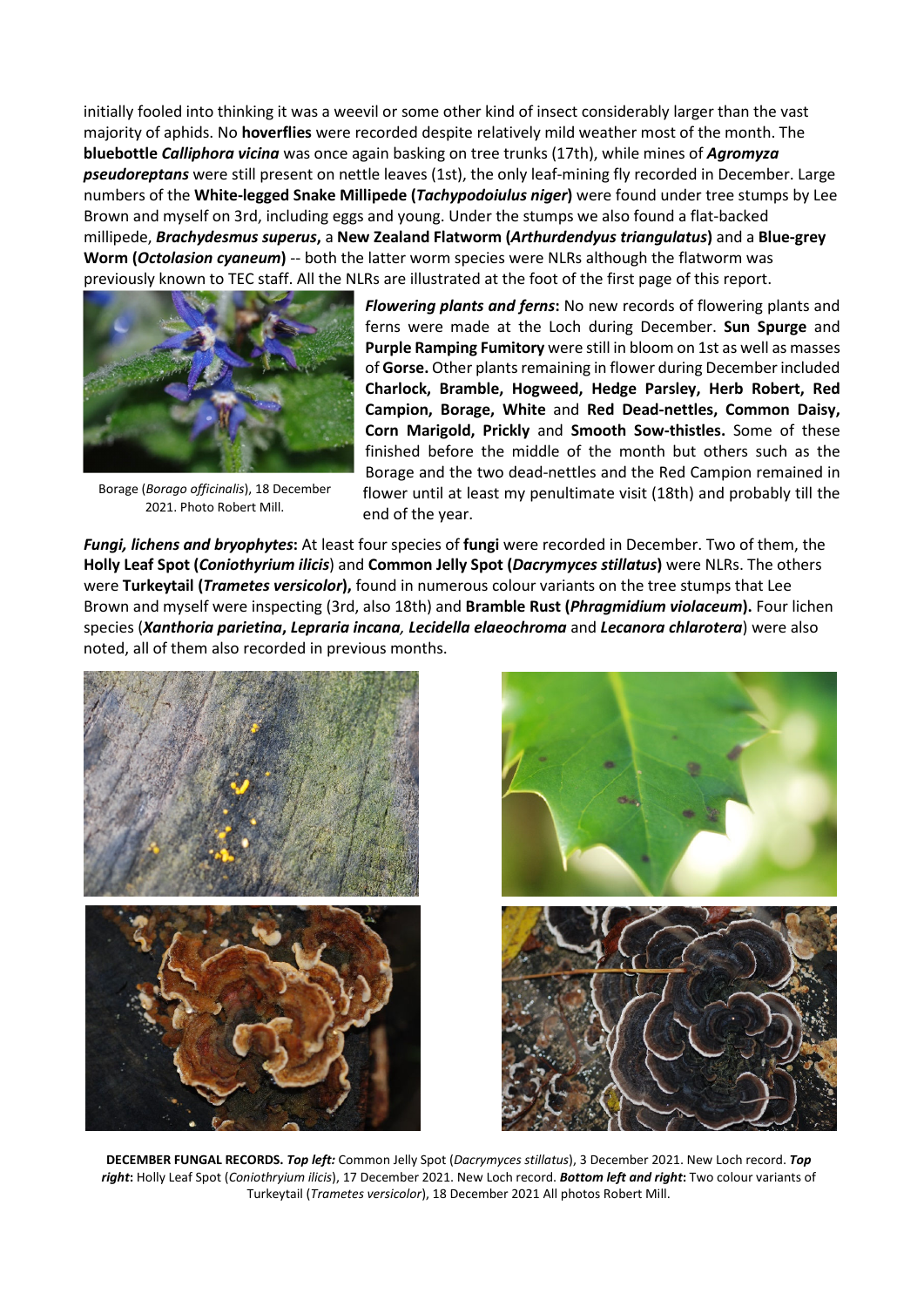initially fooled into thinking it was a weevil or some other kind of insect considerably larger than the vast majority of aphids. No **hoverflies** were recorded despite relatively mild weather most of the month. The **bluebottle *Calliphora vicina*** was once again basking on tree trunks (17th), while mines of ***Agromyza pseudoreptans*** were still present on nettle leaves (1st), the only leaf-mining fly recorded in December. Large numbers of the **White-legged Snake Millipede (*Tachypodoiulus niger*)** were found under tree stumps by Lee Brown and myself on 3rd, including eggs and young. Under the stumps we also found a flat-backed millipede, ***Brachydesmus superus*,** a **New Zealand Flatworm (*Arthurdendyus triangulatus*)** and a **Blue-grey Worm (*Octolasion cyaneum*)** -- both the latter worm species were NLRs although the flatworm was previously known to TEC staff. All the NLRs are illustrated at the foot of the first page of this report.

Borage (*Borago officinalis*), 18 December 2021. Photo Robert Mill.

***Flowering plants and ferns*:** No new records of flowering plants and ferns were made at the Loch during December. **Sun Spurge** and **Purple Ramping Fumitory** were still in bloom on 1st as well as masses of **Gorse.** Other plants remaining in flower during December included **Charlock, Bramble, Hogweed, Hedge Parsley, Herb Robert, Red Campion, Borage, White** and **Red Dead-nettles, Common Daisy, Corn Marigold, Prickly** and **Smooth Sow-thistles.** Some of these finished before the middle of the month but others such as the Borage and the two dead-nettles and the Red Campion remained in flower until at least my penultimate visit (18th) and probably till the end of the year.

***Fungi, lichens and bryophytes*:** At least four species of **fungi** were recorded in December. Two of them, the **Holly Leaf Spot (*Coniothyrium ilicis*)** and **Common Jelly Spot (*Dacrymyces stillatus*)** were NLRs. The others were **Turkeytail (*Trametes versicolor*),** found in numerous colour variants on the tree stumps that Lee Brown and myself were inspecting (3rd, also 18th) and **Bramble Rust (*Phragmidium violaceum*).** Four lichen species (***Xanthoria parietina*, *Lepraria incana*, *Lecidella elaeochroma*** and ***Lecanora chlarotera***) were also noted, all of them also recorded in previous months.

**DECEMBER FUNGAL RECORDS.** ***Top left:*** Common Jelly Spot (*Dacrymyces stillatus*), 3 December 2021. New Loch record. ***Top right*:** Holly Leaf Spot (*Coniothryium ilicis*), 17 December 2021. New Loch record. ***Bottom left and right*:** Two colour variants of Turkeytail (*Trametes versicolor*), 18 December 2021 All photos Robert Mill.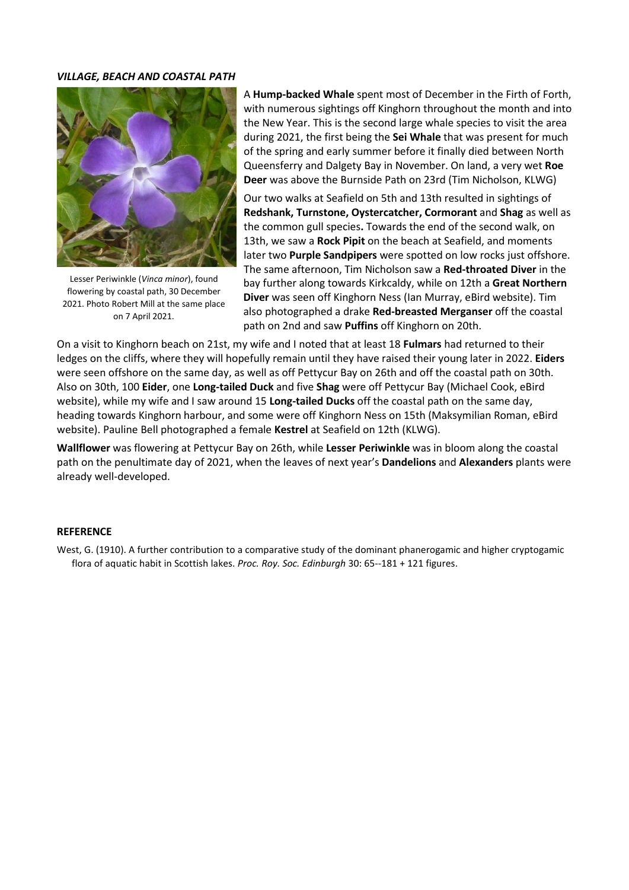***VILLAGE, BEACH AND COASTAL PATH***

Lesser Periwinkle (*Vinca minor*), found flowering by coastal path, 30 December 2021. Photo Robert Mill at the same place on 7 April 2021.

A **Hump-backed Whale** spent most of December in the Firth of Forth, with numerous sightings off Kinghorn throughout the month and into the New Year. This is the second large whale species to visit the area during 2021, the first being the **Sei Whale** that was present for much of the spring and early summer before it finally died between North Queensferry and Dalgety Bay in November. On land, a very wet **Roe Deer** was above the Burnside Path on 23rd (Tim Nicholson, KLWG)

Our two walks at Seafield on 5th and 13th resulted in sightings of **Redshank, Turnstone, Oystercatcher, Cormorant** and **Shag** as well as the common gull species**.** Towards the end of the second walk, on 13th, we saw a **Rock Pipit** on the beach at Seafield, and moments later two **Purple Sandpipers** were spotted on low rocks just offshore. The same afternoon, Tim Nicholson saw a **Red-throated Diver** in the bay further along towards Kirkcaldy, while on 12th a **Great Northern Diver** was seen off Kinghorn Ness (Ian Murray, eBird website). Tim also photographed a drake **Red-breasted Merganser** off the coastal path on 2nd and saw **Puffins** off Kinghorn on 20th.

On a visit to Kinghorn beach on 21st, my wife and I noted that at least 18 **Fulmars** had returned to their ledges on the cliffs, where they will hopefully remain until they have raised their young later in 2022. **Eiders** were seen offshore on the same day, as well as off Pettycur Bay on 26th and off the coastal path on 30th. Also on 30th, 100 **Eider**, one **Long-tailed Duck** and five **Shag** were off Pettycur Bay (Michael Cook, eBird website), while my wife and I saw around 15 **Long-tailed Ducks** off the coastal path on the same day, heading towards Kinghorn harbour, and some were off Kinghorn Ness on 15th (Maksymilian Roman, eBird website). Pauline Bell photographed a female **Kestrel** at Seafield on 12th (KLWG).

**Wallflower** was flowering at Pettycur Bay on 26th, while **Lesser Periwinkle** was in bloom along the coastal path on the penultimate day of 2021, when the leaves of next year's **Dandelions** and **Alexanders** plants were already well-developed.

**REFERENCE**

West, G. (1910). A further contribution to a comparative study of the dominant phanerogamic and higher cryptogamic flora of aquatic habit in Scottish lakes. *Proc. Roy. Soc. Edinburgh* 30: 65--181 + 121 figures.